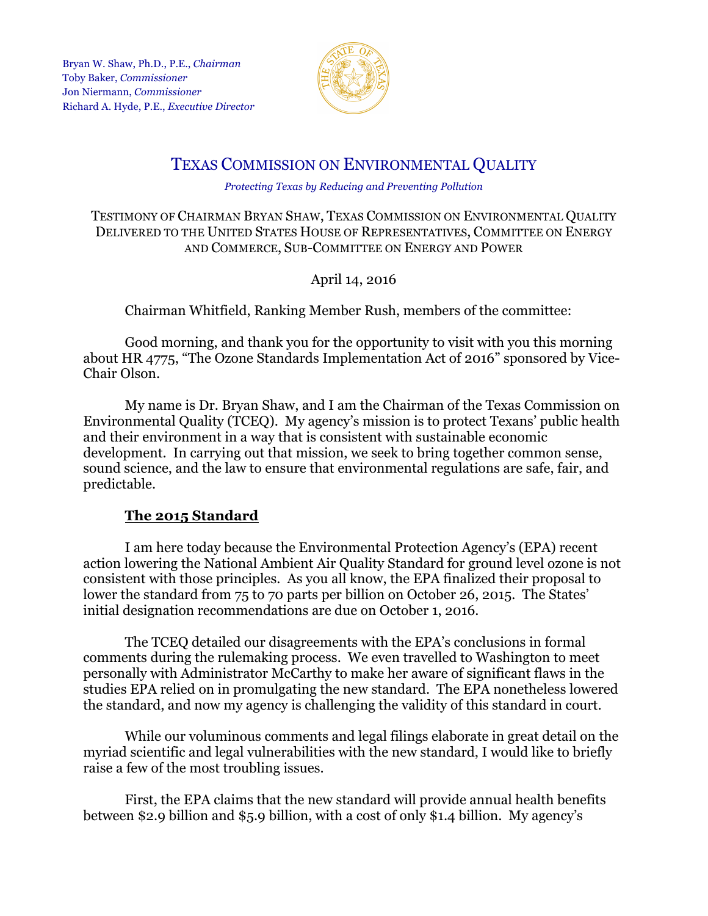Bryan W. Shaw, Ph.D., P.E., *Chairman*
Toby Baker, *Commissioner*
Jon Niermann, *Commissioner*
Richard A. Hyde, P.E., *Executive Director*

# TEXAS COMMISSION ON ENVIRONMENTAL QUALITY

*Protecting Texas by Reducing and Preventing Pollution*

TESTIMONY OF CHAIRMAN BRYAN SHAW, TEXAS COMMISSION ON ENVIRONMENTAL QUALITY DELIVERED TO THE UNITED STATES HOUSE OF REPRESENTATIVES, COMMITTEE ON ENERGY AND COMMERCE, SUB-COMMITTEE ON ENERGY AND POWER

April 14, 2016

Chairman Whitfield, Ranking Member Rush, members of the committee:

Good morning, and thank you for the opportunity to visit with you this morning about HR 4775, "The Ozone Standards Implementation Act of 2016" sponsored by Vice-Chair Olson.

My name is Dr. Bryan Shaw, and I am the Chairman of the Texas Commission on Environmental Quality (TCEQ). My agency's mission is to protect Texans' public health and their environment in a way that is consistent with sustainable economic development. In carrying out that mission, we seek to bring together common sense, sound science, and the law to ensure that environmental regulations are safe, fair, and predictable.

## The 2015 Standard

I am here today because the Environmental Protection Agency's (EPA) recent action lowering the National Ambient Air Quality Standard for ground level ozone is not consistent with those principles. As you all know, the EPA finalized their proposal to lower the standard from 75 to 70 parts per billion on October 26, 2015. The States' initial designation recommendations are due on October 1, 2016.

The TCEQ detailed our disagreements with the EPA's conclusions in formal comments during the rulemaking process. We even travelled to Washington to meet personally with Administrator McCarthy to make her aware of significant flaws in the studies EPA relied on in promulgating the new standard. The EPA nonetheless lowered the standard, and now my agency is challenging the validity of this standard in court.

While our voluminous comments and legal filings elaborate in great detail on the myriad scientific and legal vulnerabilities with the new standard, I would like to briefly raise a few of the most troubling issues.

First, the EPA claims that the new standard will provide annual health benefits between $2.9 billion and $5.9 billion, with a cost of only $1.4 billion. My agency's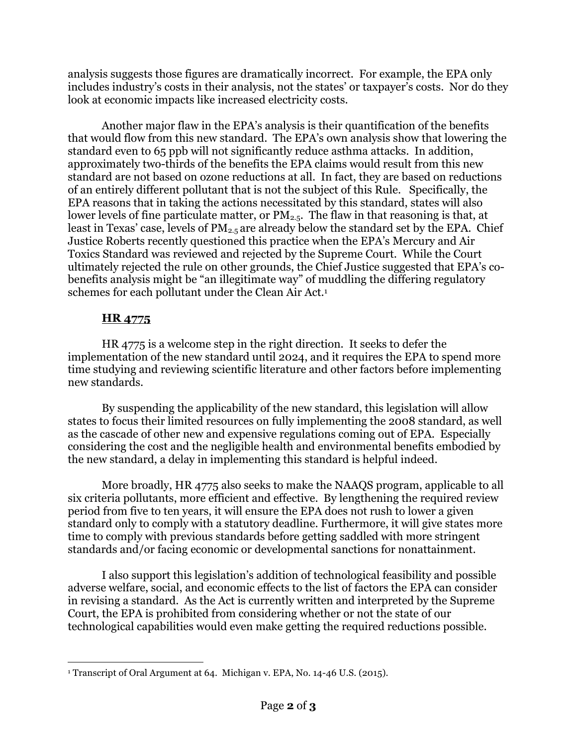analysis suggests those figures are dramatically incorrect. For example, the EPA only includes industry's costs in their analysis, not the states' or taxpayer's costs. Nor do they look at economic impacts like increased electricity costs.

Another major flaw in the EPA's analysis is their quantification of the benefits that would flow from this new standard. The EPA's own analysis show that lowering the standard even to 65 ppb will not significantly reduce asthma attacks. In addition, approximately two-thirds of the benefits the EPA claims would result from this new standard are not based on ozone reductions at all. In fact, they are based on reductions of an entirely different pollutant that is not the subject of this Rule. Specifically, the EPA reasons that in taking the actions necessitated by this standard, states will also lower levels of fine particulate matter, or $PM_{2.5}$. The flaw in that reasoning is that, at least in Texas' case, levels of $PM_{2.5}$ are already below the standard set by the EPA. Chief Justice Roberts recently questioned this practice when the EPA's Mercury and Air Toxics Standard was reviewed and rejected by the Supreme Court. While the Court ultimately rejected the rule on other grounds, the Chief Justice suggested that EPA's co-benefits analysis might be "an illegitimate way" of muddling the differing regulatory schemes for each pollutant under the Clean Air Act.[1]

## HR 4775

HR 4775 is a welcome step in the right direction. It seeks to defer the implementation of the new standard until 2024, and it requires the EPA to spend more time studying and reviewing scientific literature and other factors before implementing new standards.

By suspending the applicability of the new standard, this legislation will allow states to focus their limited resources on fully implementing the 2008 standard, as well as the cascade of other new and expensive regulations coming out of EPA. Especially considering the cost and the negligible health and environmental benefits embodied by the new standard, a delay in implementing this standard is helpful indeed.

More broadly, HR 4775 also seeks to make the NAAQS program, applicable to all six criteria pollutants, more efficient and effective. By lengthening the required review period from five to ten years, it will ensure the EPA does not rush to lower a given standard only to comply with a statutory deadline. Furthermore, it will give states more time to comply with previous standards before getting saddled with more stringent standards and/or facing economic or developmental sanctions for nonattainment.

I also support this legislation's addition of technological feasibility and possible adverse welfare, social, and economic effects to the list of factors the EPA can consider in revising a standard. As the Act is currently written and interpreted by the Supreme Court, the EPA is prohibited from considering whether or not the state of our technological capabilities would even make getting the required reductions possible.

[1] Transcript of Oral Argument at 64. Michigan v. EPA, No. 14-46 U.S. (2015).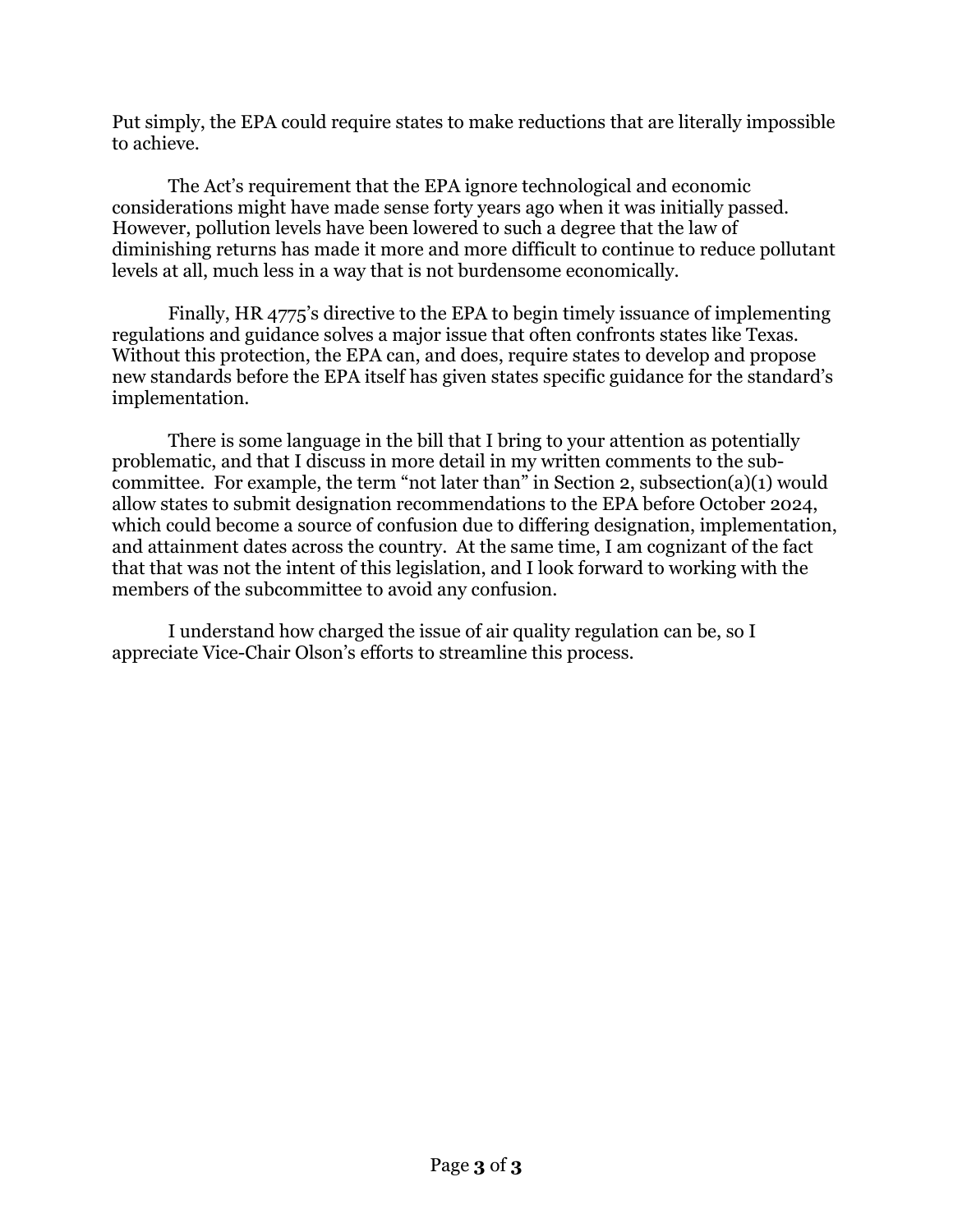Put simply, the EPA could require states to make reductions that are literally impossible to achieve.

The Act's requirement that the EPA ignore technological and economic considerations might have made sense forty years ago when it was initially passed. However, pollution levels have been lowered to such a degree that the law of diminishing returns has made it more and more difficult to continue to reduce pollutant levels at all, much less in a way that is not burdensome economically.

Finally, HR 4775's directive to the EPA to begin timely issuance of implementing regulations and guidance solves a major issue that often confronts states like Texas. Without this protection, the EPA can, and does, require states to develop and propose new standards before the EPA itself has given states specific guidance for the standard's implementation.

There is some language in the bill that I bring to your attention as potentially problematic, and that I discuss in more detail in my written comments to the sub-committee. For example, the term "not later than" in Section 2, subsection(a)(1) would allow states to submit designation recommendations to the EPA before October 2024, which could become a source of confusion due to differing designation, implementation, and attainment dates across the country. At the same time, I am cognizant of the fact that that was not the intent of this legislation, and I look forward to working with the members of the subcommittee to avoid any confusion.

I understand how charged the issue of air quality regulation can be, so I appreciate Vice-Chair Olson's efforts to streamline this process.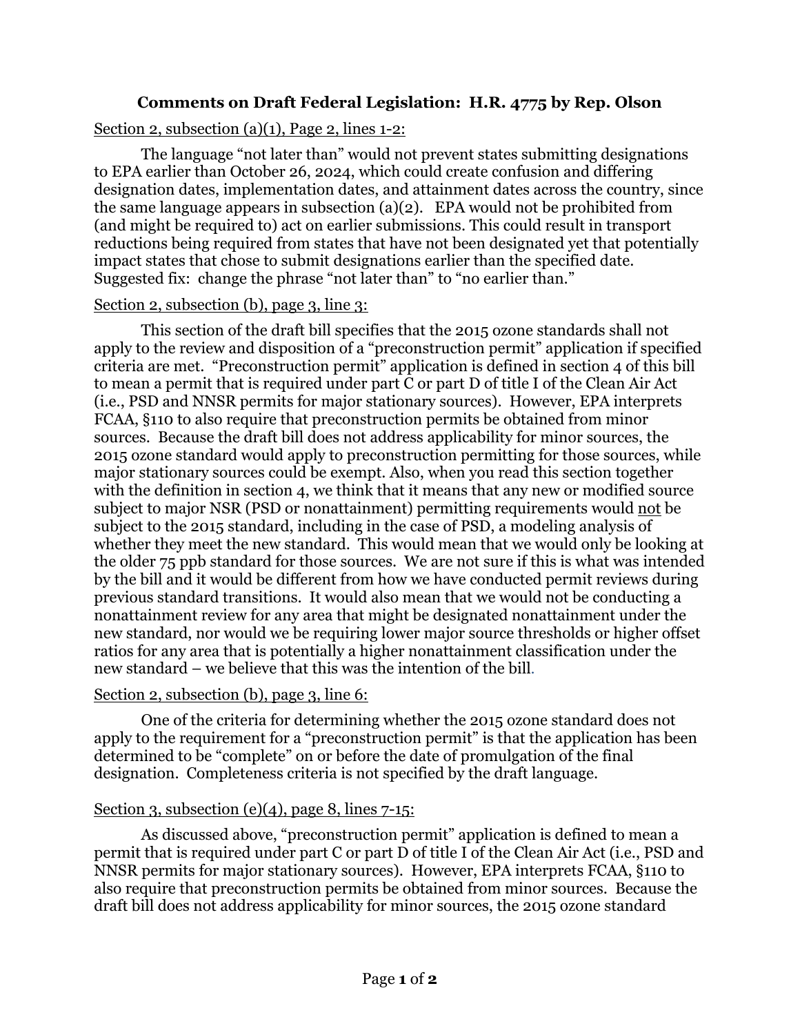## Comments on Draft Federal Legislation: H.R. 4775 by Rep. Olson

Section 2, subsection (a)(1), Page 2, lines 1-2:

The language "not later than" would not prevent states submitting designations to EPA earlier than October 26, 2024, which could create confusion and differing designation dates, implementation dates, and attainment dates across the country, since the same language appears in subsection (a)(2). EPA would not be prohibited from (and might be required to) act on earlier submissions. This could result in transport reductions being required from states that have not been designated yet that potentially impact states that chose to submit designations earlier than the specified date. Suggested fix: change the phrase "not later than" to "no earlier than."

Section 2, subsection (b), page 3, line 3:

This section of the draft bill specifies that the 2015 ozone standards shall not apply to the review and disposition of a "preconstruction permit" application if specified criteria are met. "Preconstruction permit" application is defined in section 4 of this bill to mean a permit that is required under part C or part D of title I of the Clean Air Act (i.e., PSD and NNSR permits for major stationary sources). However, EPA interprets FCAA, §110 to also require that preconstruction permits be obtained from minor sources. Because the draft bill does not address applicability for minor sources, the 2015 ozone standard would apply to preconstruction permitting for those sources, while major stationary sources could be exempt. Also, when you read this section together with the definition in section 4, we think that it means that any new or modified source subject to major NSR (PSD or nonattainment) permitting requirements would <u>not</u> be subject to the 2015 standard, including in the case of PSD, a modeling analysis of whether they meet the new standard. This would mean that we would only be looking at the older 75 ppb standard for those sources. We are not sure if this is what was intended by the bill and it would be different from how we have conducted permit reviews during previous standard transitions. It would also mean that we would not be conducting a nonattainment review for any area that might be designated nonattainment under the new standard, nor would we be requiring lower major source thresholds or higher offset ratios for any area that is potentially a higher nonattainment classification under the new standard – we believe that this was the intention of the bill.

Section 2, subsection (b), page 3, line 6:

One of the criteria for determining whether the 2015 ozone standard does not apply to the requirement for a "preconstruction permit" is that the application has been determined to be "complete" on or before the date of promulgation of the final designation. Completeness criteria is not specified by the draft language.

Section 3, subsection (e)(4), page 8, lines 7-15:

As discussed above, "preconstruction permit" application is defined to mean a permit that is required under part C or part D of title I of the Clean Air Act (i.e., PSD and NNSR permits for major stationary sources). However, EPA interprets FCAA, §110 to also require that preconstruction permits be obtained from minor sources. Because the draft bill does not address applicability for minor sources, the 2015 ozone standard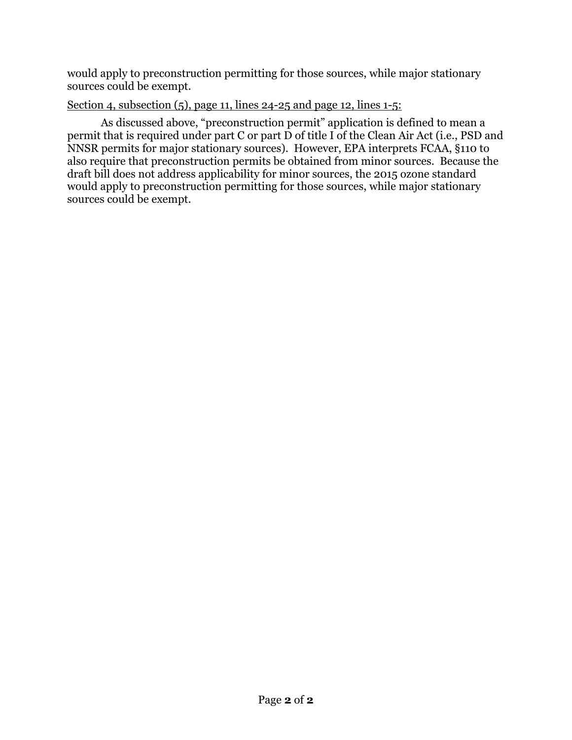would apply to preconstruction permitting for those sources, while major stationary sources could be exempt.

<u>Section 4, subsection (5), page 11, lines 24-25 and page 12, lines 1-5:</u>

As discussed above, "preconstruction permit" application is defined to mean a permit that is required under part C or part D of title I of the Clean Air Act (i.e., PSD and NNSR permits for major stationary sources). However, EPA interprets FCAA, §110 to also require that preconstruction permits be obtained from minor sources. Because the draft bill does not address applicability for minor sources, the 2015 ozone standard would apply to preconstruction permitting for those sources, while major stationary sources could be exempt.